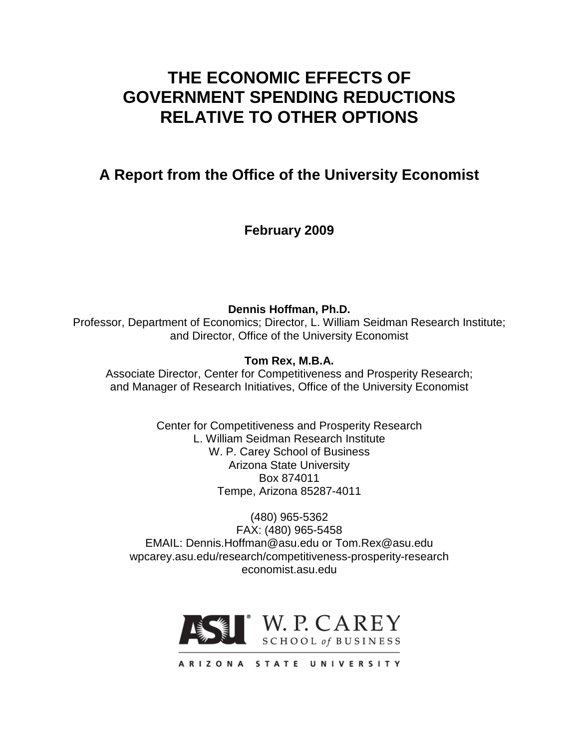# THE ECONOMIC EFFECTS OF GOVERNMENT SPENDING REDUCTIONS RELATIVE TO OTHER OPTIONS

## A Report from the Office of the University Economist

**February 2009**

**Dennis Hoffman, Ph.D.**
Professor, Department of Economics; Director, L. William Seidman Research Institute; and Director, Office of the University Economist

**Tom Rex, M.B.A.**
Associate Director, Center for Competitiveness and Prosperity Research; and Manager of Research Initiatives, Office of the University Economist

Center for Competitiveness and Prosperity Research
L. William Seidman Research Institute
W. P. Carey School of Business
Arizona State University
Box 874011
Tempe, Arizona 85287-4011

(480) 965-5362
FAX: (480) 965-5458
EMAIL: Dennis.Hoffman@asu.edu or Tom.Rex@asu.edu
wpcarey.asu.edu/research/competitiveness-prosperity-research
economist.asu.edu

ASU® W. P. CAREY SCHOOL of BUSINESS
ARIZONA STATE UNIVERSITY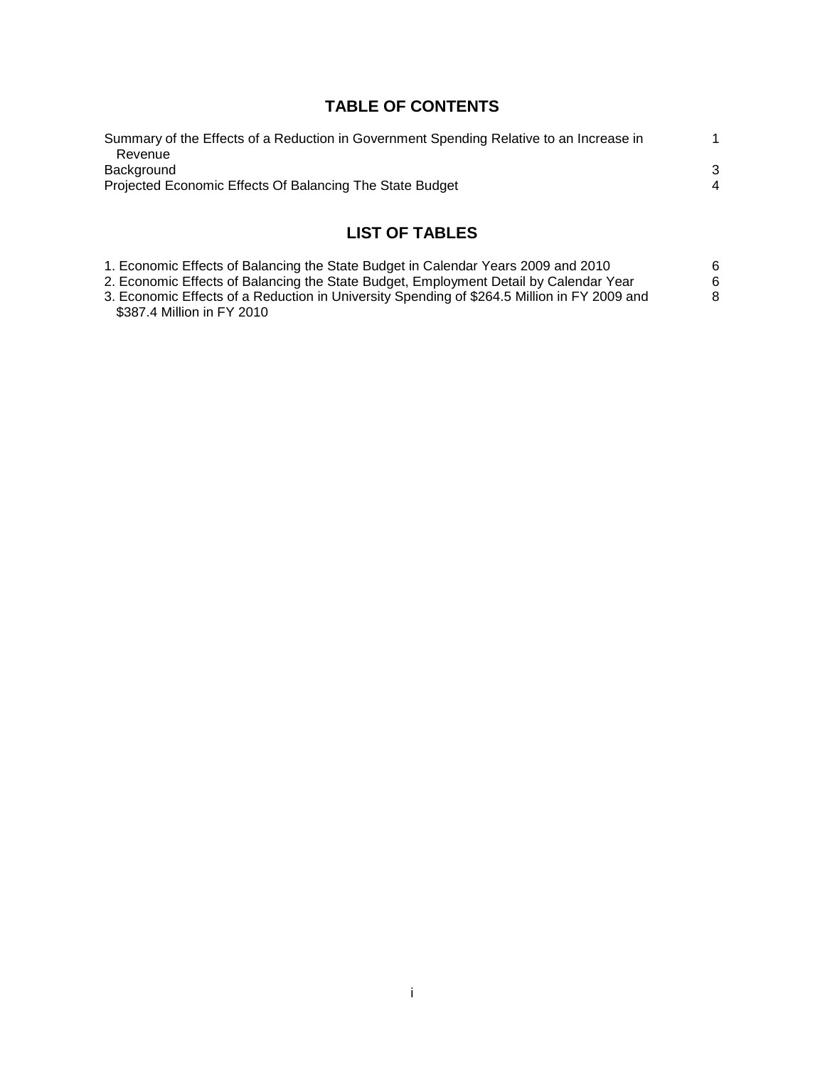## TABLE OF CONTENTS

| | |
|---|---|
| Summary of the Effects of a Reduction in Government Spending Relative to an Increase in Revenue | 1 |
| Background | 3 |
| Projected Economic Effects Of Balancing The State Budget | 4 |

## LIST OF TABLES

| | |
|---|---|
| 1. Economic Effects of Balancing the State Budget in Calendar Years 2009 and 2010 | 6 |
| 2. Economic Effects of Balancing the State Budget, Employment Detail by Calendar Year | 6 |
| 3. Economic Effects of a Reduction in University Spending of $264.5 Million in FY 2009 and $387.4 Million in FY 2010 | 8 |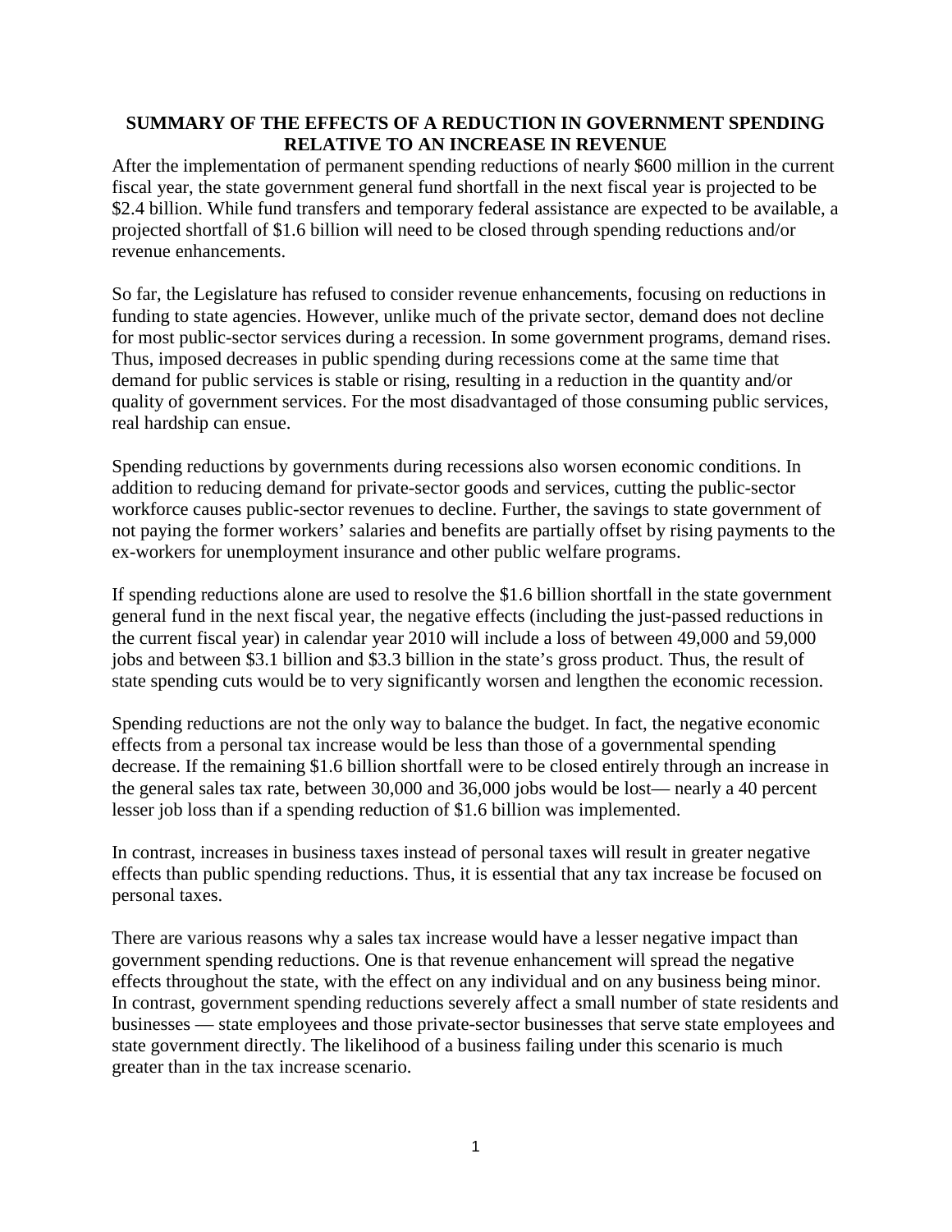# SUMMARY OF THE EFFECTS OF A REDUCTION IN GOVERNMENT SPENDING RELATIVE TO AN INCREASE IN REVENUE

After the implementation of permanent spending reductions of nearly $600 million in the current fiscal year, the state government general fund shortfall in the next fiscal year is projected to be $2.4 billion. While fund transfers and temporary federal assistance are expected to be available, a projected shortfall of $1.6 billion will need to be closed through spending reductions and/or revenue enhancements.

So far, the Legislature has refused to consider revenue enhancements, focusing on reductions in funding to state agencies. However, unlike much of the private sector, demand does not decline for most public-sector services during a recession. In some government programs, demand rises. Thus, imposed decreases in public spending during recessions come at the same time that demand for public services is stable or rising, resulting in a reduction in the quantity and/or quality of government services. For the most disadvantaged of those consuming public services, real hardship can ensue.

Spending reductions by governments during recessions also worsen economic conditions. In addition to reducing demand for private-sector goods and services, cutting the public-sector workforce causes public-sector revenues to decline. Further, the savings to state government of not paying the former workers' salaries and benefits are partially offset by rising payments to the ex-workers for unemployment insurance and other public welfare programs.

If spending reductions alone are used to resolve the $1.6 billion shortfall in the state government general fund in the next fiscal year, the negative effects (including the just-passed reductions in the current fiscal year) in calendar year 2010 will include a loss of between 49,000 and 59,000 jobs and between $3.1 billion and $3.3 billion in the state's gross product. Thus, the result of state spending cuts would be to very significantly worsen and lengthen the economic recession.

Spending reductions are not the only way to balance the budget. In fact, the negative economic effects from a personal tax increase would be less than those of a governmental spending decrease. If the remaining $1.6 billion shortfall were to be closed entirely through an increase in the general sales tax rate, between 30,000 and 36,000 jobs would be lost— nearly a 40 percent lesser job loss than if a spending reduction of $1.6 billion was implemented.

In contrast, increases in business taxes instead of personal taxes will result in greater negative effects than public spending reductions. Thus, it is essential that any tax increase be focused on personal taxes.

There are various reasons why a sales tax increase would have a lesser negative impact than government spending reductions. One is that revenue enhancement will spread the negative effects throughout the state, with the effect on any individual and on any business being minor. In contrast, government spending reductions severely affect a small number of state residents and businesses — state employees and those private-sector businesses that serve state employees and state government directly. The likelihood of a business failing under this scenario is much greater than in the tax increase scenario.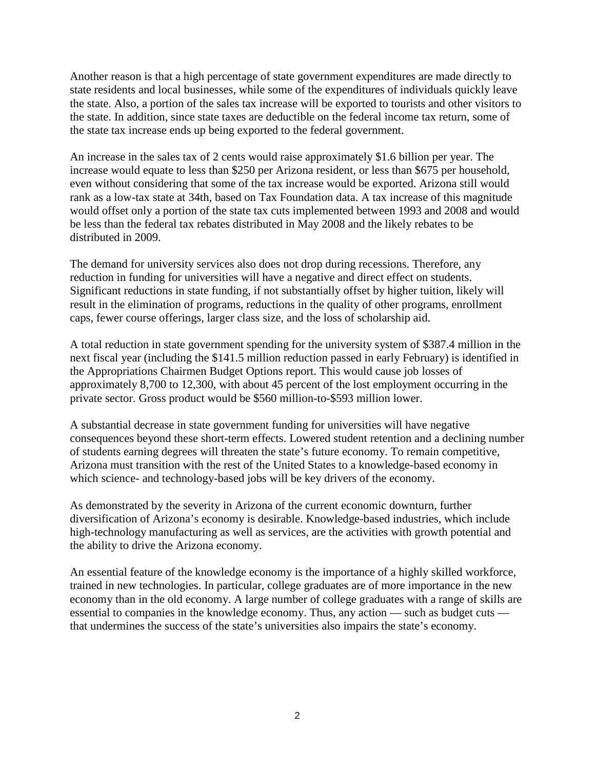Another reason is that a high percentage of state government expenditures are made directly to state residents and local businesses, while some of the expenditures of individuals quickly leave the state. Also, a portion of the sales tax increase will be exported to tourists and other visitors to the state. In addition, since state taxes are deductible on the federal income tax return, some of the state tax increase ends up being exported to the federal government.

An increase in the sales tax of 2 cents would raise approximately $1.6 billion per year. The increase would equate to less than $250 per Arizona resident, or less than $675 per household, even without considering that some of the tax increase would be exported. Arizona still would rank as a low-tax state at 34th, based on Tax Foundation data. A tax increase of this magnitude would offset only a portion of the state tax cuts implemented between 1993 and 2008 and would be less than the federal tax rebates distributed in May 2008 and the likely rebates to be distributed in 2009.

The demand for university services also does not drop during recessions. Therefore, any reduction in funding for universities will have a negative and direct effect on students. Significant reductions in state funding, if not substantially offset by higher tuition, likely will result in the elimination of programs, reductions in the quality of other programs, enrollment caps, fewer course offerings, larger class size, and the loss of scholarship aid.

A total reduction in state government spending for the university system of $387.4 million in the next fiscal year (including the $141.5 million reduction passed in early February) is identified in the Appropriations Chairmen Budget Options report. This would cause job losses of approximately 8,700 to 12,300, with about 45 percent of the lost employment occurring in the private sector. Gross product would be $560 million-to-$593 million lower.

A substantial decrease in state government funding for universities will have negative consequences beyond these short-term effects. Lowered student retention and a declining number of students earning degrees will threaten the state's future economy. To remain competitive, Arizona must transition with the rest of the United States to a knowledge-based economy in which science- and technology-based jobs will be key drivers of the economy.

As demonstrated by the severity in Arizona of the current economic downturn, further diversification of Arizona's economy is desirable. Knowledge-based industries, which include high-technology manufacturing as well as services, are the activities with growth potential and the ability to drive the Arizona economy.

An essential feature of the knowledge economy is the importance of a highly skilled workforce, trained in new technologies. In particular, college graduates are of more importance in the new economy than in the old economy. A large number of college graduates with a range of skills are essential to companies in the knowledge economy. Thus, any action — such as budget cuts — that undermines the success of the state's universities also impairs the state's economy.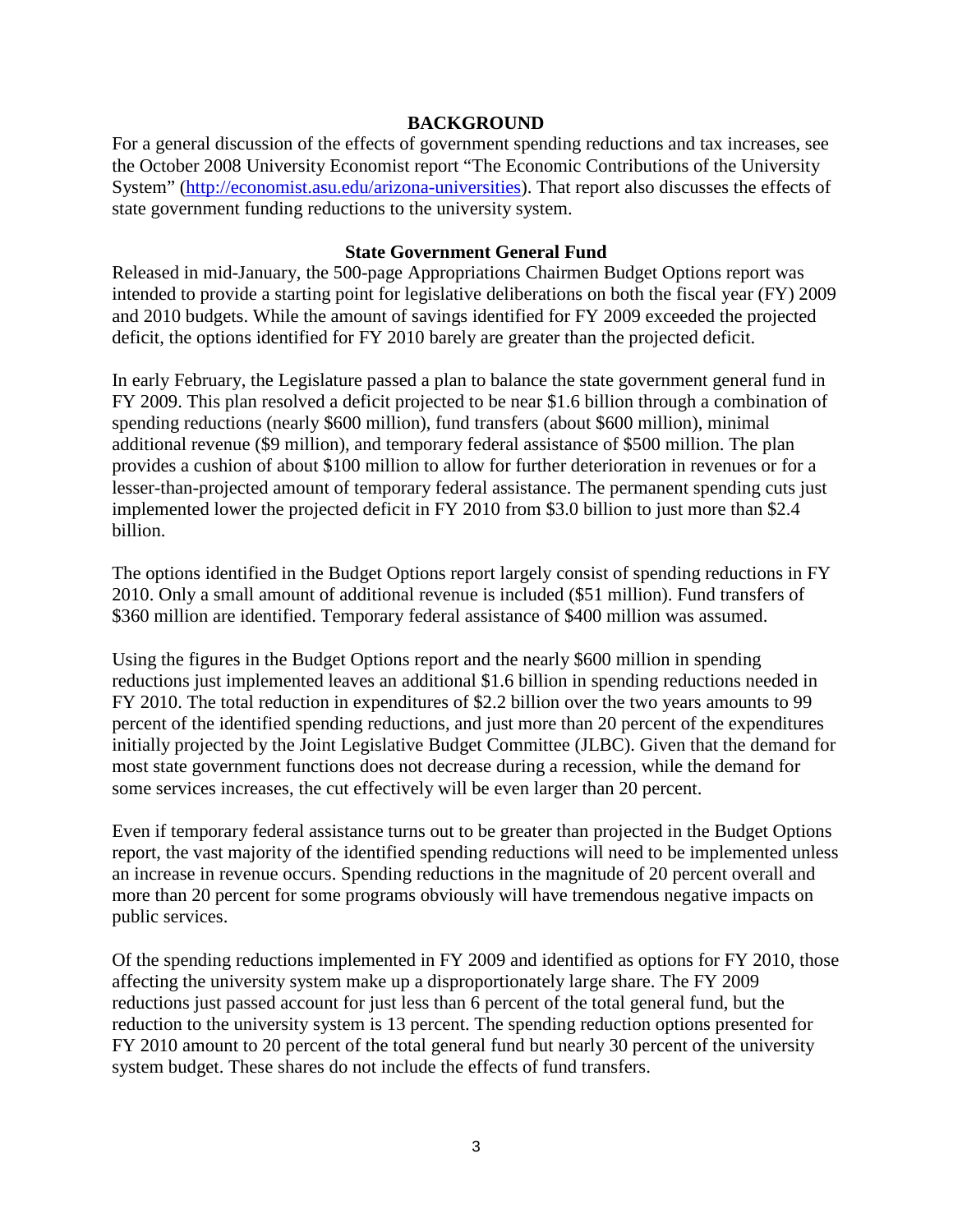## BACKGROUND

For a general discussion of the effects of government spending reductions and tax increases, see the October 2008 University Economist report "The Economic Contributions of the University System" (http://economist.asu.edu/arizona-universities). That report also discusses the effects of state government funding reductions to the university system.

### State Government General Fund

Released in mid-January, the 500-page Appropriations Chairmen Budget Options report was intended to provide a starting point for legislative deliberations on both the fiscal year (FY) 2009 and 2010 budgets. While the amount of savings identified for FY 2009 exceeded the projected deficit, the options identified for FY 2010 barely are greater than the projected deficit.

In early February, the Legislature passed a plan to balance the state government general fund in FY 2009. This plan resolved a deficit projected to be near $1.6 billion through a combination of spending reductions (nearly $600 million), fund transfers (about $600 million), minimal additional revenue ($9 million), and temporary federal assistance of $500 million. The plan provides a cushion of about $100 million to allow for further deterioration in revenues or for a lesser-than-projected amount of temporary federal assistance. The permanent spending cuts just implemented lower the projected deficit in FY 2010 from $3.0 billion to just more than $2.4 billion.

The options identified in the Budget Options report largely consist of spending reductions in FY 2010. Only a small amount of additional revenue is included ($51 million). Fund transfers of $360 million are identified. Temporary federal assistance of $400 million was assumed.

Using the figures in the Budget Options report and the nearly $600 million in spending reductions just implemented leaves an additional $1.6 billion in spending reductions needed in FY 2010. The total reduction in expenditures of $2.2 billion over the two years amounts to 99 percent of the identified spending reductions, and just more than 20 percent of the expenditures initially projected by the Joint Legislative Budget Committee (JLBC). Given that the demand for most state government functions does not decrease during a recession, while the demand for some services increases, the cut effectively will be even larger than 20 percent.

Even if temporary federal assistance turns out to be greater than projected in the Budget Options report, the vast majority of the identified spending reductions will need to be implemented unless an increase in revenue occurs. Spending reductions in the magnitude of 20 percent overall and more than 20 percent for some programs obviously will have tremendous negative impacts on public services.

Of the spending reductions implemented in FY 2009 and identified as options for FY 2010, those affecting the university system make up a disproportionately large share. The FY 2009 reductions just passed account for just less than 6 percent of the total general fund, but the reduction to the university system is 13 percent. The spending reduction options presented for FY 2010 amount to 20 percent of the total general fund but nearly 30 percent of the university system budget. These shares do not include the effects of fund transfers.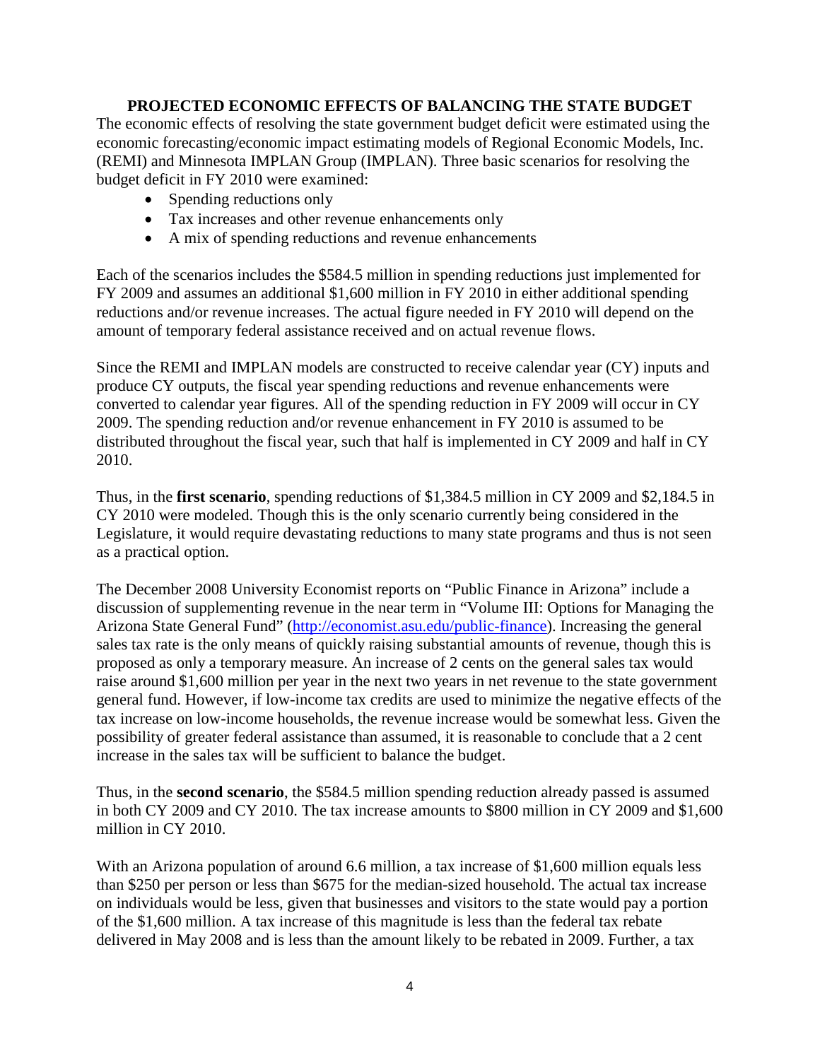## PROJECTED ECONOMIC EFFECTS OF BALANCING THE STATE BUDGET

The economic effects of resolving the state government budget deficit were estimated using the economic forecasting/economic impact estimating models of Regional Economic Models, Inc. (REMI) and Minnesota IMPLAN Group (IMPLAN). Three basic scenarios for resolving the budget deficit in FY 2010 were examined:

- Spending reductions only
- Tax increases and other revenue enhancements only
- A mix of spending reductions and revenue enhancements

Each of the scenarios includes the $584.5 million in spending reductions just implemented for FY 2009 and assumes an additional $1,600 million in FY 2010 in either additional spending reductions and/or revenue increases. The actual figure needed in FY 2010 will depend on the amount of temporary federal assistance received and on actual revenue flows.

Since the REMI and IMPLAN models are constructed to receive calendar year (CY) inputs and produce CY outputs, the fiscal year spending reductions and revenue enhancements were converted to calendar year figures. All of the spending reduction in FY 2009 will occur in CY 2009. The spending reduction and/or revenue enhancement in FY 2010 is assumed to be distributed throughout the fiscal year, such that half is implemented in CY 2009 and half in CY 2010.

Thus, in the **first scenario**, spending reductions of $1,384.5 million in CY 2009 and $2,184.5 in CY 2010 were modeled. Though this is the only scenario currently being considered in the Legislature, it would require devastating reductions to many state programs and thus is not seen as a practical option.

The December 2008 University Economist reports on "Public Finance in Arizona" include a discussion of supplementing revenue in the near term in "Volume III: Options for Managing the Arizona State General Fund" (http://economist.asu.edu/public-finance). Increasing the general sales tax rate is the only means of quickly raising substantial amounts of revenue, though this is proposed as only a temporary measure. An increase of 2 cents on the general sales tax would raise around $1,600 million per year in the next two years in net revenue to the state government general fund. However, if low-income tax credits are used to minimize the negative effects of the tax increase on low-income households, the revenue increase would be somewhat less. Given the possibility of greater federal assistance than assumed, it is reasonable to conclude that a 2 cent increase in the sales tax will be sufficient to balance the budget.

Thus, in the **second scenario**, the $584.5 million spending reduction already passed is assumed in both CY 2009 and CY 2010. The tax increase amounts to $800 million in CY 2009 and $1,600 million in CY 2010.

With an Arizona population of around 6.6 million, a tax increase of $1,600 million equals less than $250 per person or less than $675 for the median-sized household. The actual tax increase on individuals would be less, given that businesses and visitors to the state would pay a portion of the $1,600 million. A tax increase of this magnitude is less than the federal tax rebate delivered in May 2008 and is less than the amount likely to be rebated in 2009. Further, a tax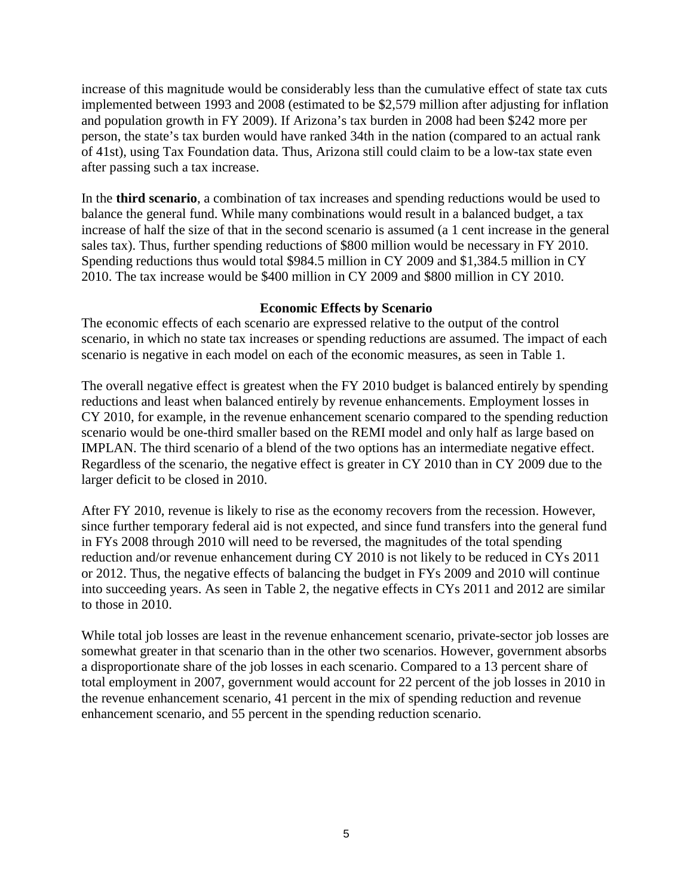increase of this magnitude would be considerably less than the cumulative effect of state tax cuts implemented between 1993 and 2008 (estimated to be $2,579 million after adjusting for inflation and population growth in FY 2009). If Arizona's tax burden in 2008 had been $242 more per person, the state's tax burden would have ranked 34th in the nation (compared to an actual rank of 41st), using Tax Foundation data. Thus, Arizona still could claim to be a low-tax state even after passing such a tax increase.

In the **third scenario**, a combination of tax increases and spending reductions would be used to balance the general fund. While many combinations would result in a balanced budget, a tax increase of half the size of that in the second scenario is assumed (a 1 cent increase in the general sales tax). Thus, further spending reductions of $800 million would be necessary in FY 2010. Spending reductions thus would total $984.5 million in CY 2009 and $1,384.5 million in CY 2010. The tax increase would be $400 million in CY 2009 and $800 million in CY 2010.

## Economic Effects by Scenario

The economic effects of each scenario are expressed relative to the output of the control scenario, in which no state tax increases or spending reductions are assumed. The impact of each scenario is negative in each model on each of the economic measures, as seen in Table 1.

The overall negative effect is greatest when the FY 2010 budget is balanced entirely by spending reductions and least when balanced entirely by revenue enhancements. Employment losses in CY 2010, for example, in the revenue enhancement scenario compared to the spending reduction scenario would be one-third smaller based on the REMI model and only half as large based on IMPLAN. The third scenario of a blend of the two options has an intermediate negative effect. Regardless of the scenario, the negative effect is greater in CY 2010 than in CY 2009 due to the larger deficit to be closed in 2010.

After FY 2010, revenue is likely to rise as the economy recovers from the recession. However, since further temporary federal aid is not expected, and since fund transfers into the general fund in FYs 2008 through 2010 will need to be reversed, the magnitudes of the total spending reduction and/or revenue enhancement during CY 2010 is not likely to be reduced in CYs 2011 or 2012. Thus, the negative effects of balancing the budget in FYs 2009 and 2010 will continue into succeeding years. As seen in Table 2, the negative effects in CYs 2011 and 2012 are similar to those in 2010.

While total job losses are least in the revenue enhancement scenario, private-sector job losses are somewhat greater in that scenario than in the other two scenarios. However, government absorbs a disproportionate share of the job losses in each scenario. Compared to a 13 percent share of total employment in 2007, government would account for 22 percent of the job losses in 2010 in the revenue enhancement scenario, 41 percent in the mix of spending reduction and revenue enhancement scenario, and 55 percent in the spending reduction scenario.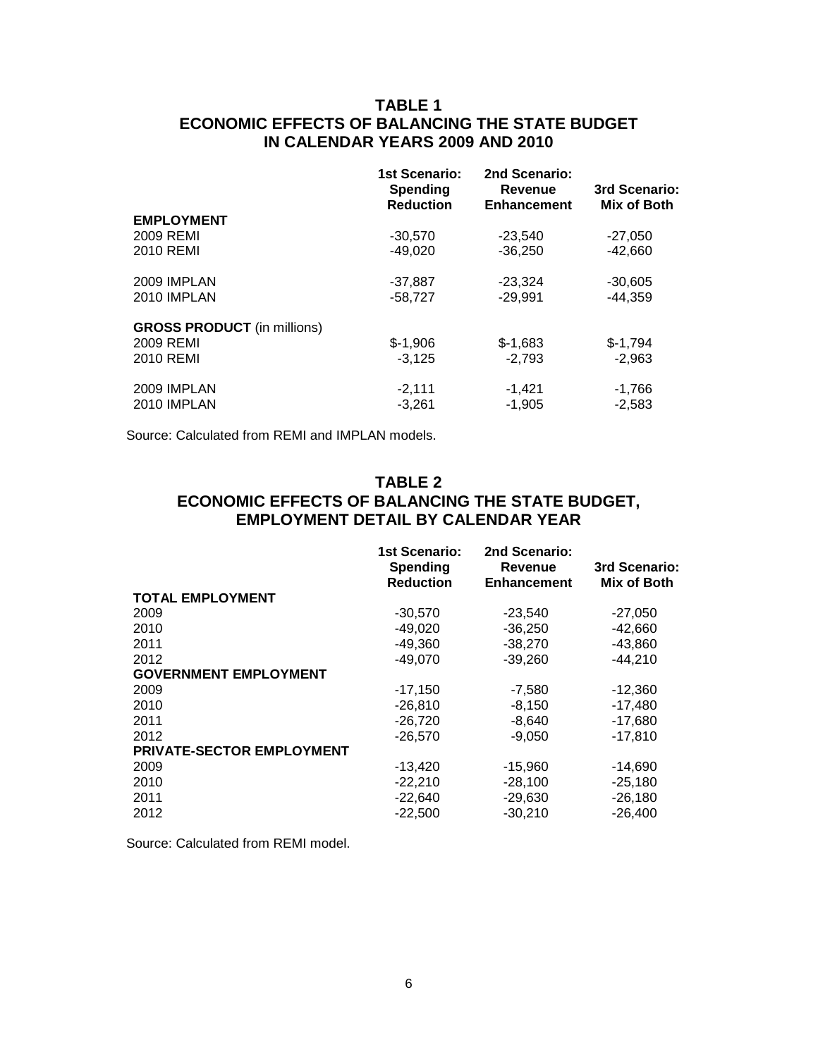## TABLE 1
## ECONOMIC EFFECTS OF BALANCING THE STATE BUDGET IN CALENDAR YEARS 2009 AND 2010

| | 1st Scenario: Spending Reduction | 2nd Scenario: Revenue Enhancement | 3rd Scenario: Mix of Both |
|---|---|---|---|
| **EMPLOYMENT** | | | |
| 2009 REMI | -30,570 | -23,540 | -27,050 |
| 2010 REMI | -49,020 | -36,250 | -42,660 |
| 2009 IMPLAN | -37,887 | -23,324 | -30,605 |
| 2010 IMPLAN | -58,727 | -29,991 | -44,359 |
| **GROSS PRODUCT** (in millions) | | | |
| 2009 REMI | $-1,906 | $-1,683 | $-1,794 |
| 2010 REMI | -3,125 | -2,793 | -2,963 |
| 2009 IMPLAN | -2,111 | -1,421 | -1,766 |
| 2010 IMPLAN | -3,261 | -1,905 | -2,583 |

Source: Calculated from REMI and IMPLAN models.

## TABLE 2
## ECONOMIC EFFECTS OF BALANCING THE STATE BUDGET, EMPLOYMENT DETAIL BY CALENDAR YEAR

| | 1st Scenario: Spending Reduction | 2nd Scenario: Revenue Enhancement | 3rd Scenario: Mix of Both |
|---|---|---|---|
| **TOTAL EMPLOYMENT** | | | |
| 2009 | -30,570 | -23,540 | -27,050 |
| 2010 | -49,020 | -36,250 | -42,660 |
| 2011 | -49,360 | -38,270 | -43,860 |
| 2012 | -49,070 | -39,260 | -44,210 |
| **GOVERNMENT EMPLOYMENT** | | | |
| 2009 | -17,150 | -7,580 | -12,360 |
| 2010 | -26,810 | -8,150 | -17,480 |
| 2011 | -26,720 | -8,640 | -17,680 |
| 2012 | -26,570 | -9,050 | -17,810 |
| **PRIVATE-SECTOR EMPLOYMENT** | | | |
| 2009 | -13,420 | -15,960 | -14,690 |
| 2010 | -22,210 | -28,100 | -25,180 |
| 2011 | -22,640 | -29,630 | -26,180 |
| 2012 | -22,500 | -30,210 | -26,400 |

Source: Calculated from REMI model.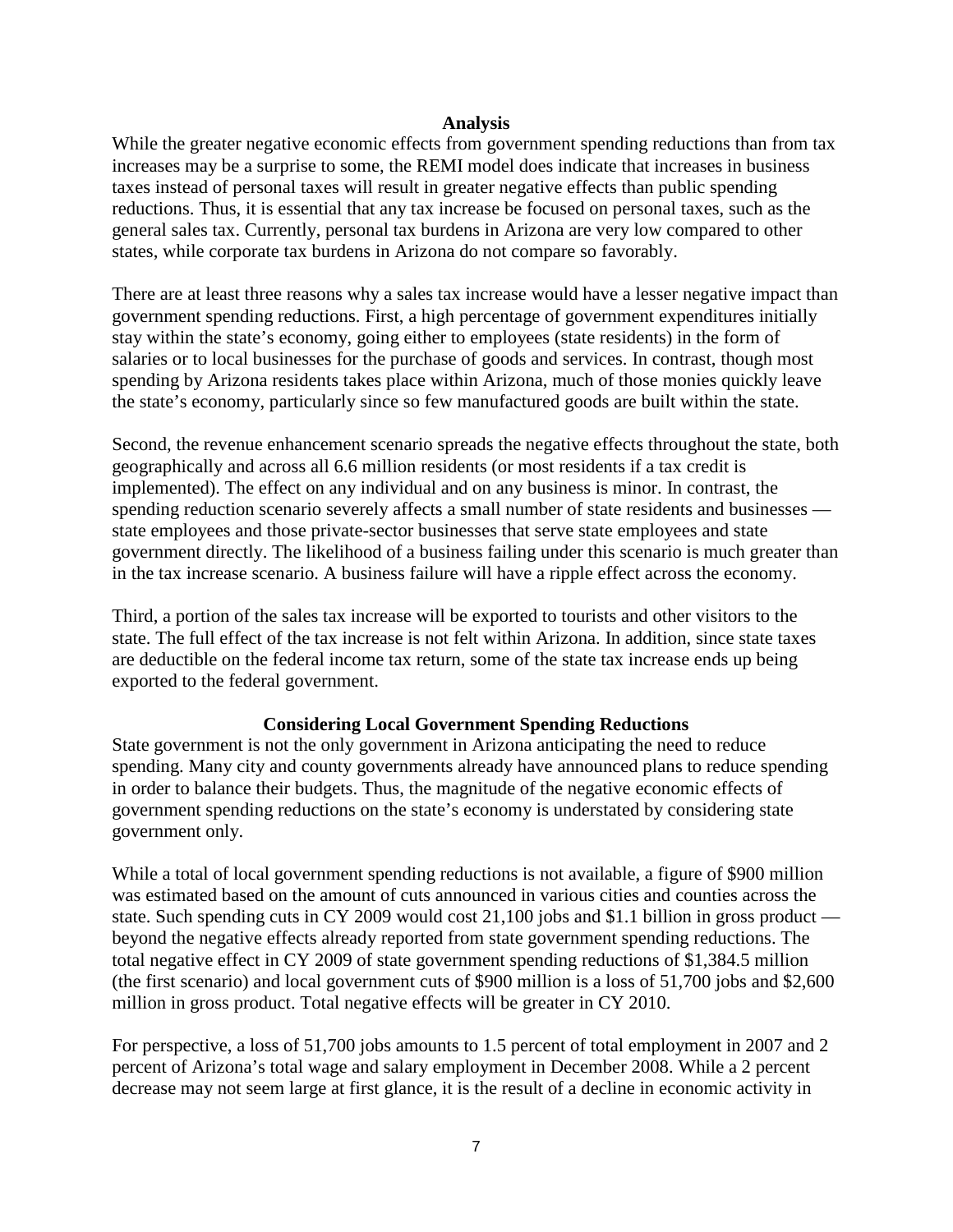## Analysis

While the greater negative economic effects from government spending reductions than from tax increases may be a surprise to some, the REMI model does indicate that increases in business taxes instead of personal taxes will result in greater negative effects than public spending reductions. Thus, it is essential that any tax increase be focused on personal taxes, such as the general sales tax. Currently, personal tax burdens in Arizona are very low compared to other states, while corporate tax burdens in Arizona do not compare so favorably.

There are at least three reasons why a sales tax increase would have a lesser negative impact than government spending reductions. First, a high percentage of government expenditures initially stay within the state's economy, going either to employees (state residents) in the form of salaries or to local businesses for the purchase of goods and services. In contrast, though most spending by Arizona residents takes place within Arizona, much of those monies quickly leave the state's economy, particularly since so few manufactured goods are built within the state.

Second, the revenue enhancement scenario spreads the negative effects throughout the state, both geographically and across all 6.6 million residents (or most residents if a tax credit is implemented). The effect on any individual and on any business is minor. In contrast, the spending reduction scenario severely affects a small number of state residents and businesses — state employees and those private-sector businesses that serve state employees and state government directly. The likelihood of a business failing under this scenario is much greater than in the tax increase scenario. A business failure will have a ripple effect across the economy.

Third, a portion of the sales tax increase will be exported to tourists and other visitors to the state. The full effect of the tax increase is not felt within Arizona. In addition, since state taxes are deductible on the federal income tax return, some of the state tax increase ends up being exported to the federal government.

## Considering Local Government Spending Reductions

State government is not the only government in Arizona anticipating the need to reduce spending. Many city and county governments already have announced plans to reduce spending in order to balance their budgets. Thus, the magnitude of the negative economic effects of government spending reductions on the state's economy is understated by considering state government only.

While a total of local government spending reductions is not available, a figure of $900 million was estimated based on the amount of cuts announced in various cities and counties across the state. Such spending cuts in CY 2009 would cost 21,100 jobs and $1.1 billion in gross product — beyond the negative effects already reported from state government spending reductions. The total negative effect in CY 2009 of state government spending reductions of $1,384.5 million (the first scenario) and local government cuts of $900 million is a loss of 51,700 jobs and $2,600 million in gross product. Total negative effects will be greater in CY 2010.

For perspective, a loss of 51,700 jobs amounts to 1.5 percent of total employment in 2007 and 2 percent of Arizona's total wage and salary employment in December 2008. While a 2 percent decrease may not seem large at first glance, it is the result of a decline in economic activity in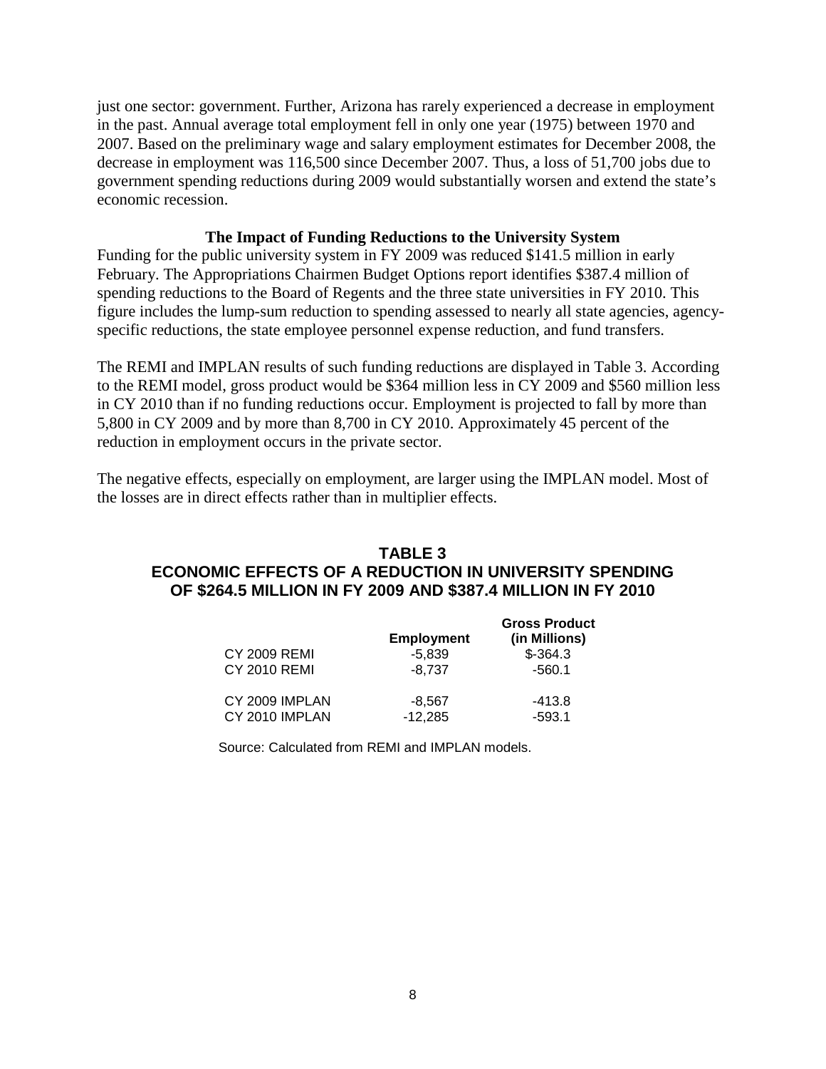just one sector: government. Further, Arizona has rarely experienced a decrease in employment in the past. Annual average total employment fell in only one year (1975) between 1970 and 2007. Based on the preliminary wage and salary employment estimates for December 2008, the decrease in employment was 116,500 since December 2007. Thus, a loss of 51,700 jobs due to government spending reductions during 2009 would substantially worsen and extend the state's economic recession.

### The Impact of Funding Reductions to the University System

Funding for the public university system in FY 2009 was reduced $141.5 million in early February. The Appropriations Chairmen Budget Options report identifies $387.4 million of spending reductions to the Board of Regents and the three state universities in FY 2010. This figure includes the lump-sum reduction to spending assessed to nearly all state agencies, agency-specific reductions, the state employee personnel expense reduction, and fund transfers.

The REMI and IMPLAN results of such funding reductions are displayed in Table 3. According to the REMI model, gross product would be $364 million less in CY 2009 and $560 million less in CY 2010 than if no funding reductions occur. Employment is projected to fall by more than 5,800 in CY 2009 and by more than 8,700 in CY 2010. Approximately 45 percent of the reduction in employment occurs in the private sector.

The negative effects, especially on employment, are larger using the IMPLAN model. Most of the losses are in direct effects rather than in multiplier effects.

**TABLE 3**
**ECONOMIC EFFECTS OF A REDUCTION IN UNIVERSITY SPENDING OF $264.5 MILLION IN FY 2009 AND $387.4 MILLION IN FY 2010**

| | Employment | Gross Product (in Millions) |
|---|---|---|
| CY 2009 REMI | -5,839 | $-364.3 |
| CY 2010 REMI | -8,737 | -560.1 |
| CY 2009 IMPLAN | -8,567 | -413.8 |
| CY 2010 IMPLAN | -12,285 | -593.1 |

Source: Calculated from REMI and IMPLAN models.